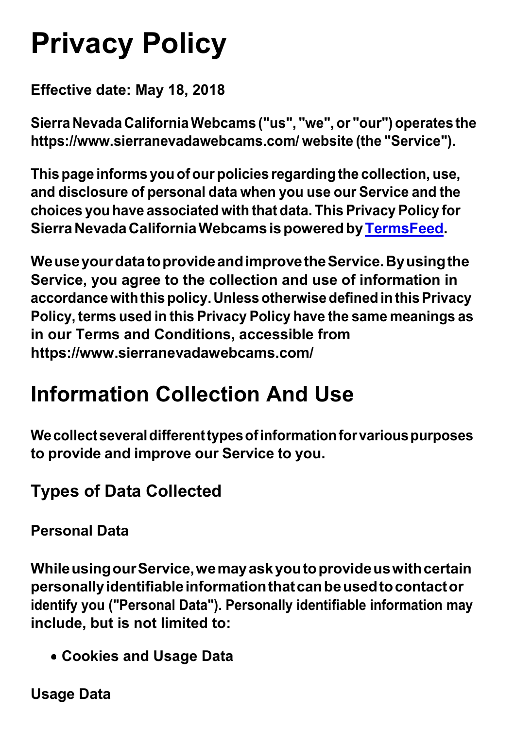# Privacy Policy

**Effective date: May 18, 2018**

**Sierra Nevada California Webcams ("us", "we", or "our") operates the https://www.sierranevadawebcams.com/ website (the "Service").**

**This page informs you of our policies regarding the collection, use, and disclosure of personal data when you use our Service and the choices you have associated with that data. This Privacy Policy for Sierra Nevada California Webcams is powered by [TermsFeed](https://www.termsfeed.com/).**

**We use your data to provide and improve the Service. By using the Service, you agree to the collection and use of information in accordance with this policy. Unless otherwise defined in this Privacy Policy, terms used in this Privacy Policy have the same meanings as in our Terms and Conditions, accessible from https://www.sierranevadawebcams.com/**

## Information Collection And Use

**We collect several different types of information for various purposes to provide and improve our Service to you.**

### Types of Data Collected

**Personal Data**

**While using our Service, we may ask you to provide us with certain personally identifiable information that can be used to contact or identify you ("Personal Data"). Personally identifiable information may include, but is not limited to:**

- **Cookies and Usage Data**

**Usage Data**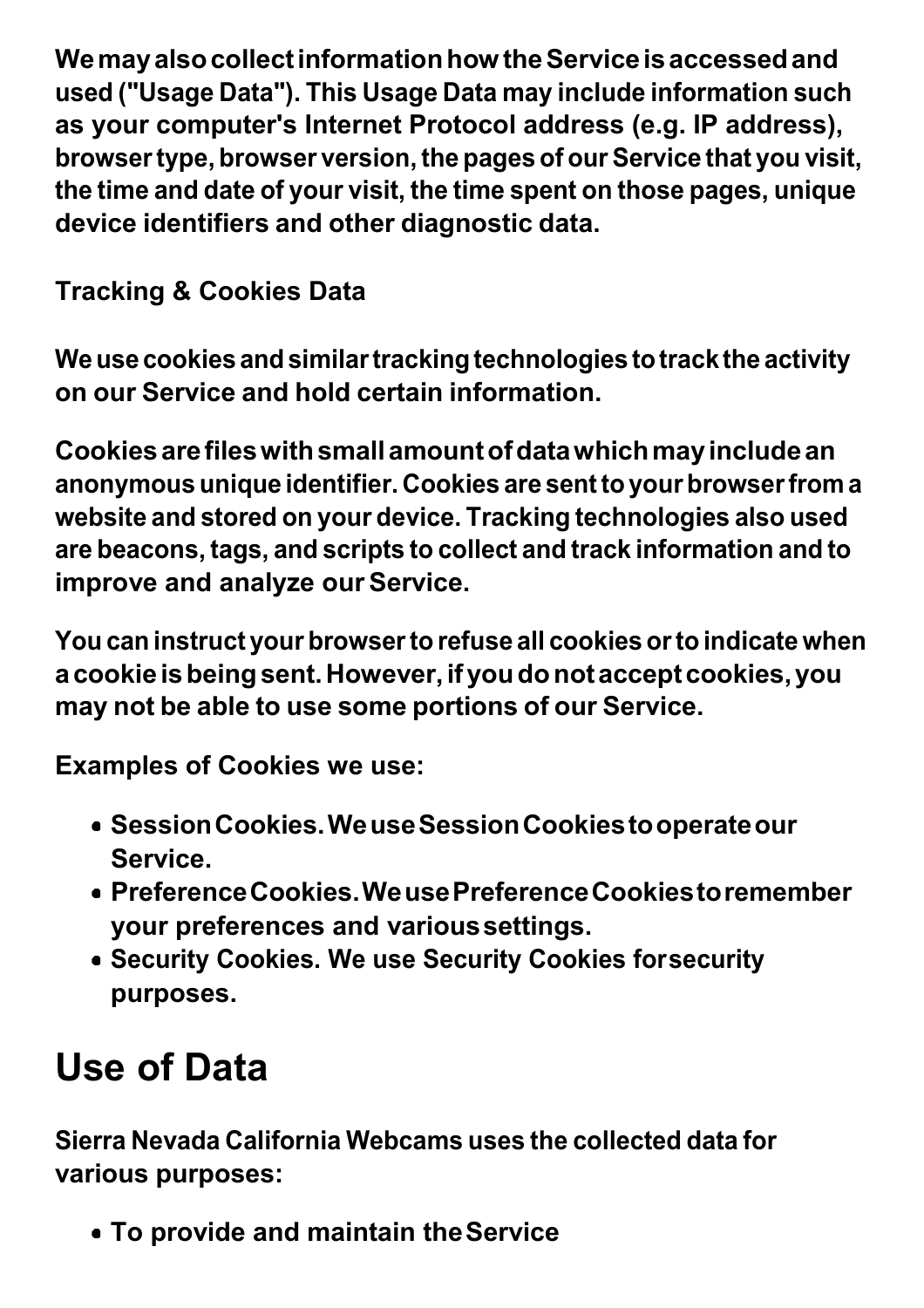We may also collect information how the Service is accessed and used ("Usage Data"). This Usage Data may include information such as your computer's Internet Protocol address (e.g. IP address), browser type, browser version, the pages of our Service that you visit, the time and date of your visit, the time spent on those pages, unique device identifiers and other diagnostic data.

**Tracking & Cookies Data**

We use cookies and similar tracking technologies to track the activity on our Service and hold certain information.

Cookies are files with small amount of data which may include an anonymous unique identifier. Cookies are sent to your browser from a website and stored on your device. Tracking technologies also used are beacons, tags, and scripts to collect and track information and to improve and analyze our Service.

You can instruct your browser to refuse all cookies or to indicate when a cookie is being sent. However, if you do not accept cookies, you may not be able to use some portions of our Service.

Examples of Cookies we use:

- Session Cookies. We use Session Cookies to operate our Service.
- Preference Cookies. We use Preference Cookies to remember your preferences and various settings.
- Security Cookies. We use Security Cookies for security purposes.

# Use of Data

Sierra Nevada California Webcams uses the collected data for various purposes:

- To provide and maintain the Service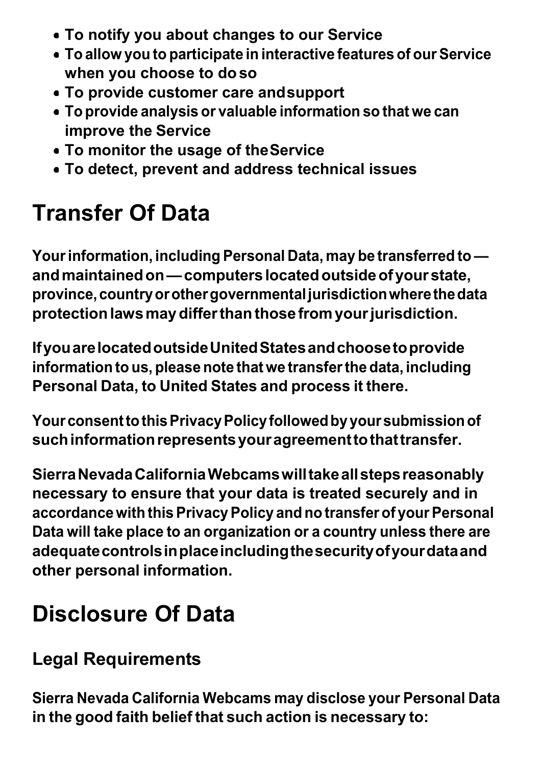- To notify you about changes to our Service
- To allow you to participate in interactive features of our Service when you choose to do so
- To provide customer care and support
- To provide analysis or valuable information so that we can improve the Service
- To monitor the usage of the Service
- To detect, prevent and address technical issues

# Transfer Of Data

Your information, including Personal Data, may be transferred to — and maintained on — computers located outside of your state, province, country or other governmental jurisdiction where the data protection laws may differ than those from your jurisdiction.

If you are located outside United States and choose to provide information to us, please note that we transfer the data, including Personal Data, to United States and process it there.

Your consent to this Privacy Policy followed by your submission of such information represents your agreement to that transfer.

Sierra Nevada California Webcams will take all steps reasonably necessary to ensure that your data is treated securely and in accordance with this Privacy Policy and no transfer of your Personal Data will take place to an organization or a country unless there are adequate controls in place including the security of your data and other personal information.

# Disclosure Of Data

## Legal Requirements

Sierra Nevada California Webcams may disclose your Personal Data in the good faith belief that such action is necessary to: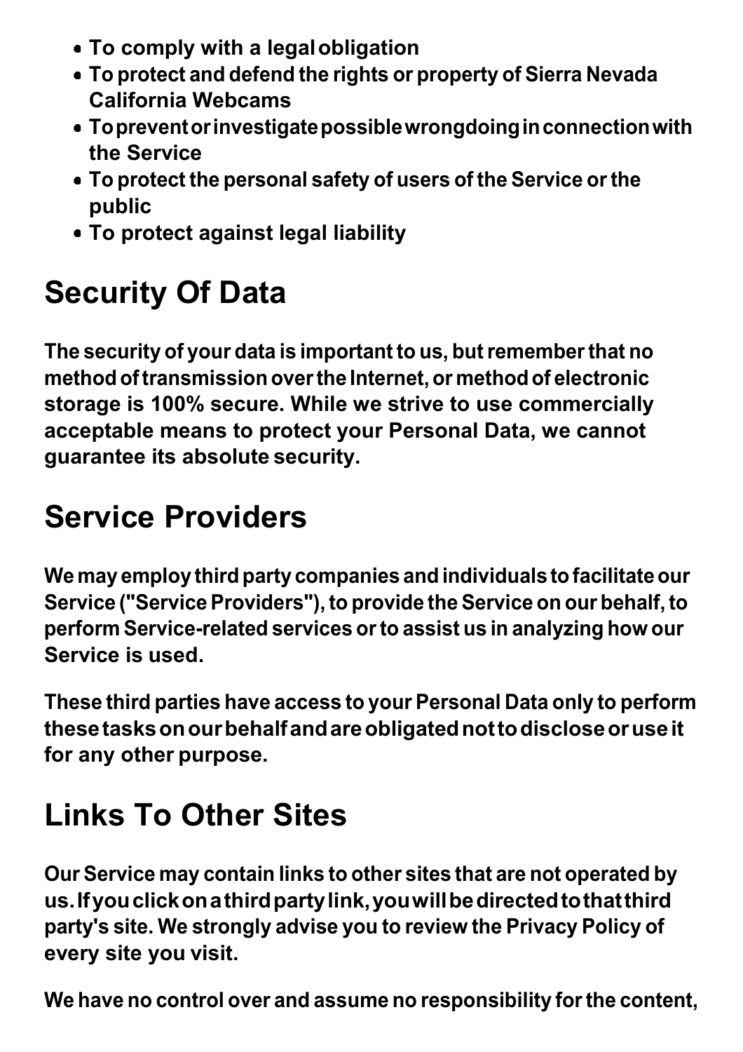- To comply with a legal obligation
- To protect and defend the rights or property of Sierra Nevada California Webcams
- To prevent or investigate possible wrongdoing in connection with the Service
- To protect the personal safety of users of the Service or the public
- To protect against legal liability

## Security Of Data

The security of your data is important to us, but remember that no method of transmission over the Internet, or method of electronic storage is 100% secure. While we strive to use commercially acceptable means to protect your Personal Data, we cannot guarantee its absolute security.

## Service Providers

We may employ third party companies and individuals to facilitate our Service ("Service Providers"), to provide the Service on our behalf, to perform Service-related services or to assist us in analyzing how our Service is used.

These third parties have access to your Personal Data only to perform these tasks on our behalf and are obligated not to disclose or use it for any other purpose.

## Links To Other Sites

Our Service may contain links to other sites that are not operated by us. If you click on a third party link, you will be directed to that third party's site. We strongly advise you to review the Privacy Policy of every site you visit.

We have no control over and assume no responsibility for the content,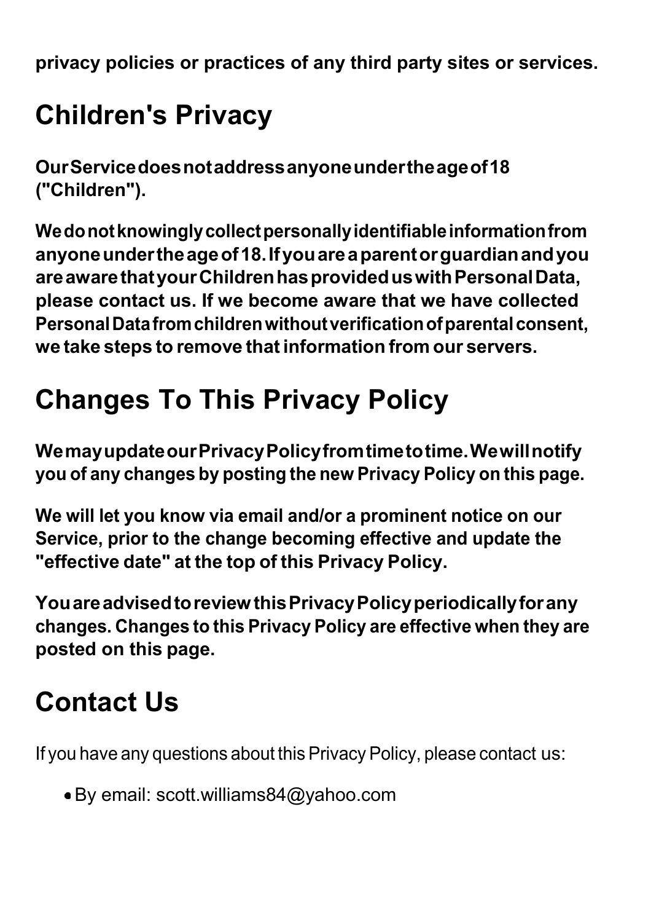**privacy policies or practices of any third party sites or services.**

## Children's Privacy

**Our Service does not address anyone under the age of 18 ("Children").**

**We do not knowingly collect personally identifiable information from anyone under the age of 18. If you are a parent or guardian and you are aware that your Children has provided us with Personal Data, please contact us. If we become aware that we have collected Personal Data from children without verification of parental consent, we take steps to remove that information from our servers.**

## Changes To This Privacy Policy

**We may update our Privacy Policy from time to time. We will notify you of any changes by posting the new Privacy Policy on this page.**

**We will let you know via email and/or a prominent notice on our Service, prior to the change becoming effective and update the "effective date" at the top of this Privacy Policy.**

**You are advised to review this Privacy Policy periodically for any changes. Changes to this Privacy Policy are effective when they are posted on this page.**

## Contact Us

If you have any questions about this Privacy Policy, please contact us:

- By email: scott.williams84@yahoo.com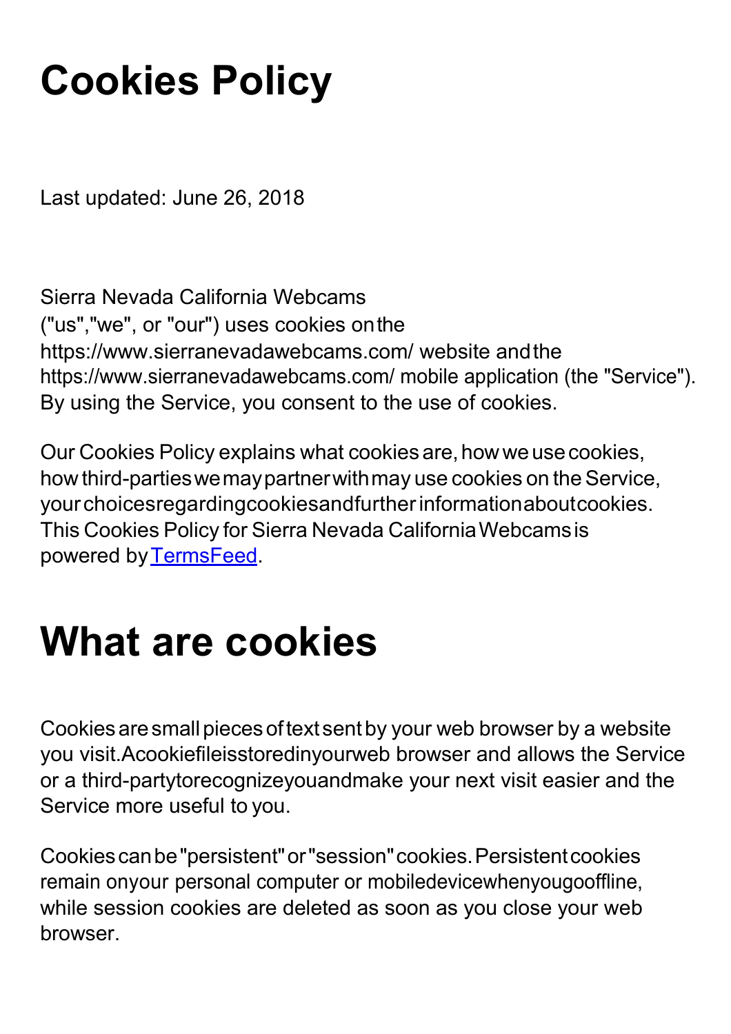# Cookies Policy

Last updated: June 26, 2018

Sierra Nevada California Webcams ("us","we", or "our") uses cookies on the https://www.sierranevadawebcams.com/ website and the https://www.sierranevadawebcams.com/ mobile application (the "Service"). By using the Service, you consent to the use of cookies.

Our Cookies Policy explains what cookies are, how we use cookies, how third-parties we may partner with may use cookies on the Service, your choices regarding cookies and further information about cookies. This Cookies Policy for Sierra Nevada California Webcams is powered by TermsFeed.

# What are cookies

Cookies are small pieces of text sent by your web browser by a website you visit. A cookie file is stored in your web browser and allows the Service or a third-party to recognize you and make your next visit easier and the Service more useful to you.

Cookies can be "persistent" or "session" cookies. Persistent cookies remain on your personal computer or mobile device when you go offline, while session cookies are deleted as soon as you close your web browser.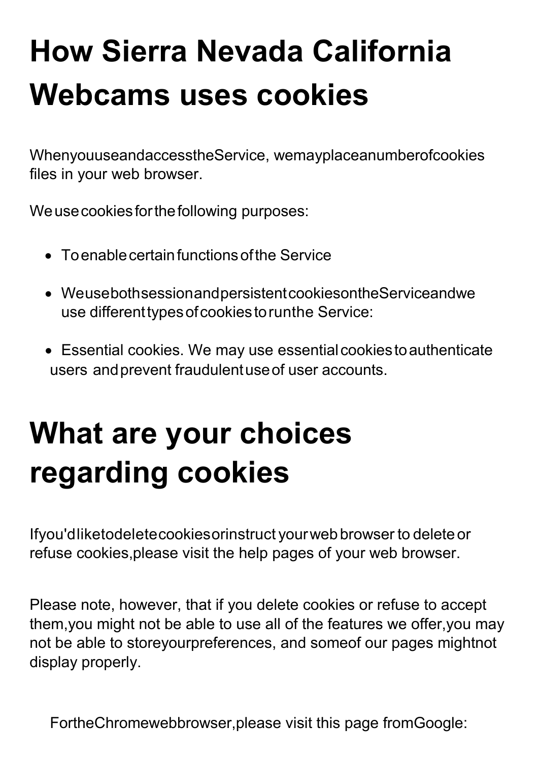# How Sierra Nevada California Webcams uses cookies

WhenyouuseandaccesstheService, wemayplaceanumberofcookies files in your web browser.

Weusecookiesforthefollowing purposes:

- Toenablecertainfunctionsofthe Service
- WeusebothsessionandpersistentcookiesontheServiceandwe use differenttypesofcookiestorunthe Service:
- Essential cookies. We may use essentialcookiestoauthenticate users andprevent fraudulentuseof user accounts.

# What are your choices regarding cookies

Ifyou'dliketodeletecookiesorinstruct yourweb browser to delete or refuse cookies,please visit the help pages of your web browser.

Please note, however, that if you delete cookies or refuse to accept them,you might not be able to use all of the features we offer,you may not be able to storeyourpreferences, and someof our pages mightnot display properly.

FortheChromewebbrowser,please visit this page fromGoogle: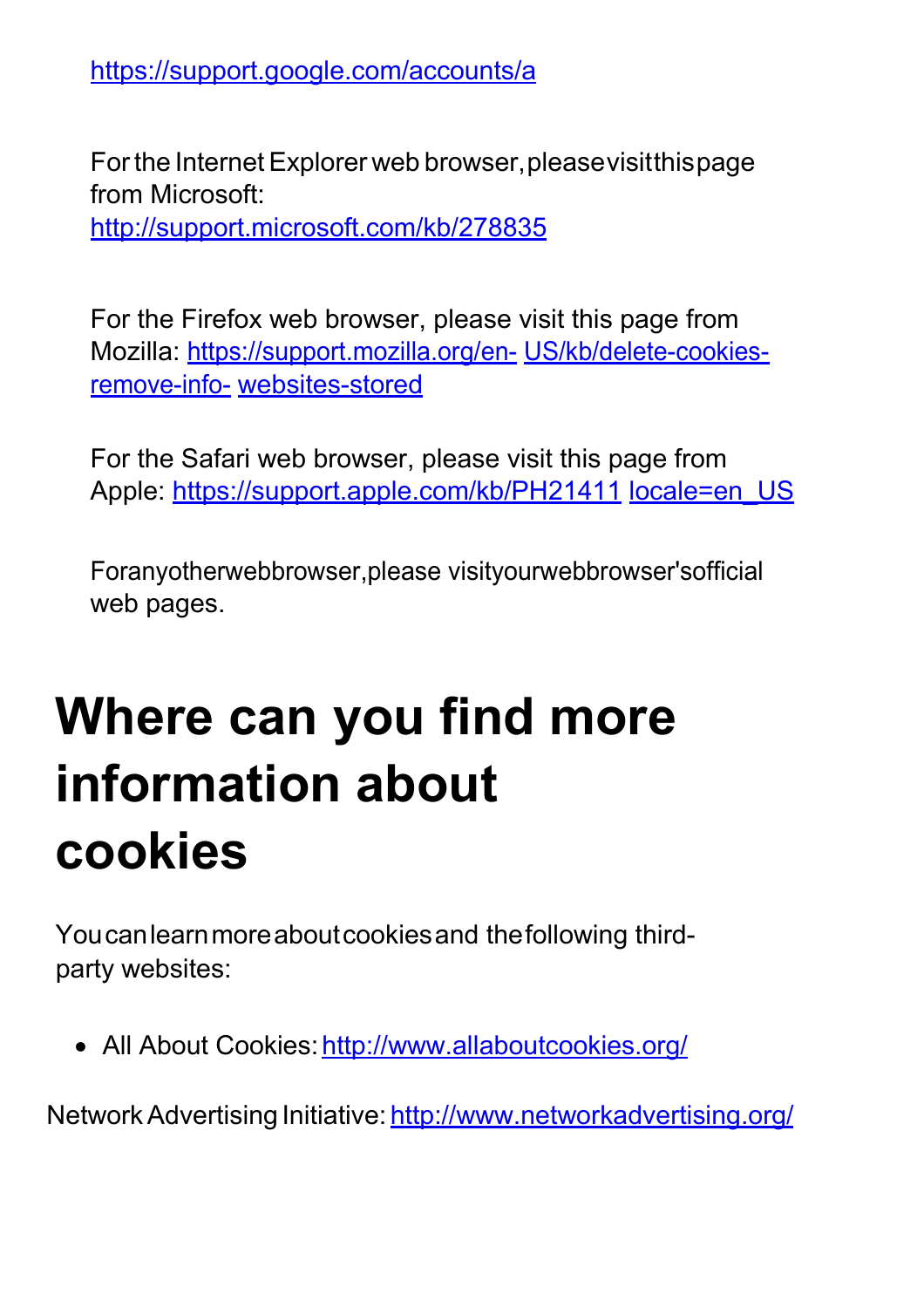https://support.google.com/accounts/a

For the Internet Explorer web browser, please visit this page from Microsoft: http://support.microsoft.com/kb/278835

For the Firefox web browser, please visit this page from Mozilla: https://support.mozilla.org/en- US/kb/delete-cookies-remove-info- websites-stored

For the Safari web browser, please visit this page from Apple: https://support.apple.com/kb/PH21411 locale=en_US

For any other web browser, please visit your web browser's official web pages.

# Where can you find more information about cookies

You can learn more about cookies and the following third-party websites:

- All About Cookies: http://www.allaboutcookies.org/

Network Advertising Initiative: http://www.networkadvertising.org/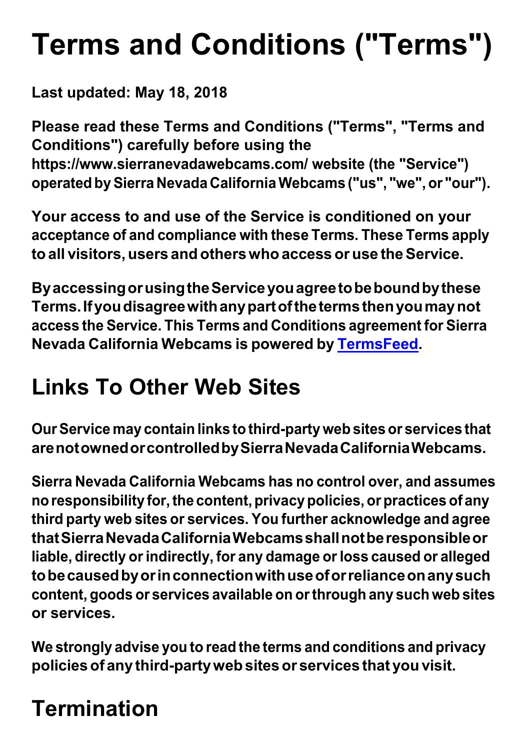# Terms and Conditions ("Terms")

**Last updated: May 18, 2018**

**Please read these Terms and Conditions ("Terms", "Terms and Conditions") carefully before using the https://www.sierranevadawebcams.com/ website (the "Service") operated by Sierra Nevada California Webcams ("us", "we", or "our").**

**Your access to and use of the Service is conditioned on your acceptance of and compliance with these Terms. These Terms apply to all visitors, users and others who access or use the Service.**

**By accessing or using the Service you agree to be bound by these Terms. If you disagree with any part of the terms then you may not access the Service. This Terms and Conditions agreement for Sierra Nevada California Webcams is powered by [TermsFeed](https://www.termsfeed.com/).**

## Links To Other Web Sites

**Our Service may contain links to third-party web sites or services that are not owned or controlled by Sierra Nevada California Webcams.**

**Sierra Nevada California Webcams has no control over, and assumes no responsibility for, the content, privacy policies, or practices of any third party web sites or services. You further acknowledge and agree that Sierra Nevada California Webcams shall not be responsible or liable, directly or indirectly, for any damage or loss caused or alleged to be caused by or in connection with use of or reliance on any such content, goods or services available on or through any such web sites or services.**

**We strongly advise you to read the terms and conditions and privacy policies of any third-party web sites or services that you visit.**

## Termination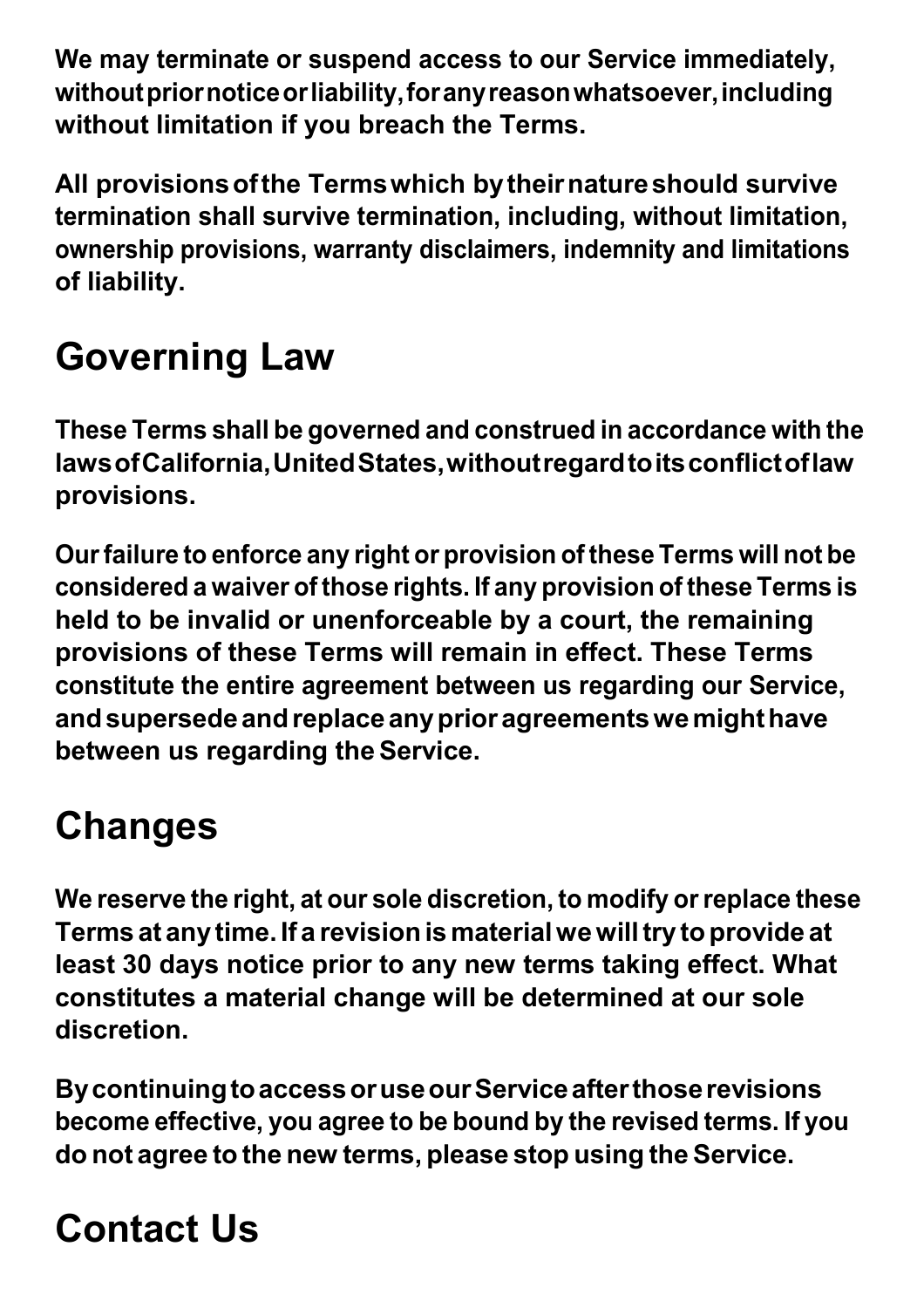**We may terminate or suspend access to our Service immediately, without prior notice or liability, for any reason whatsoever, including without limitation if you breach the Terms.**

**All provisions of the Terms which by their nature should survive termination shall survive termination, including, without limitation, ownership provisions, warranty disclaimers, indemnity and limitations of liability.**

## Governing Law

**These Terms shall be governed and construed in accordance with the laws of California, United States, without regard to its conflict of law provisions.**

**Our failure to enforce any right or provision of these Terms will not be considered a waiver of those rights. If any provision of these Terms is held to be invalid or unenforceable by a court, the remaining provisions of these Terms will remain in effect. These Terms constitute the entire agreement between us regarding our Service, and supersede and replace any prior agreements we might have between us regarding the Service.**

## Changes

**We reserve the right, at our sole discretion, to modify or replace these Terms at any time. If a revision is material we will try to provide at least 30 days notice prior to any new terms taking effect. What constitutes a material change will be determined at our sole discretion.**

**By continuing to access or use our Service after those revisions become effective, you agree to be bound by the revised terms. If you do not agree to the new terms, please stop using the Service.**

## Contact Us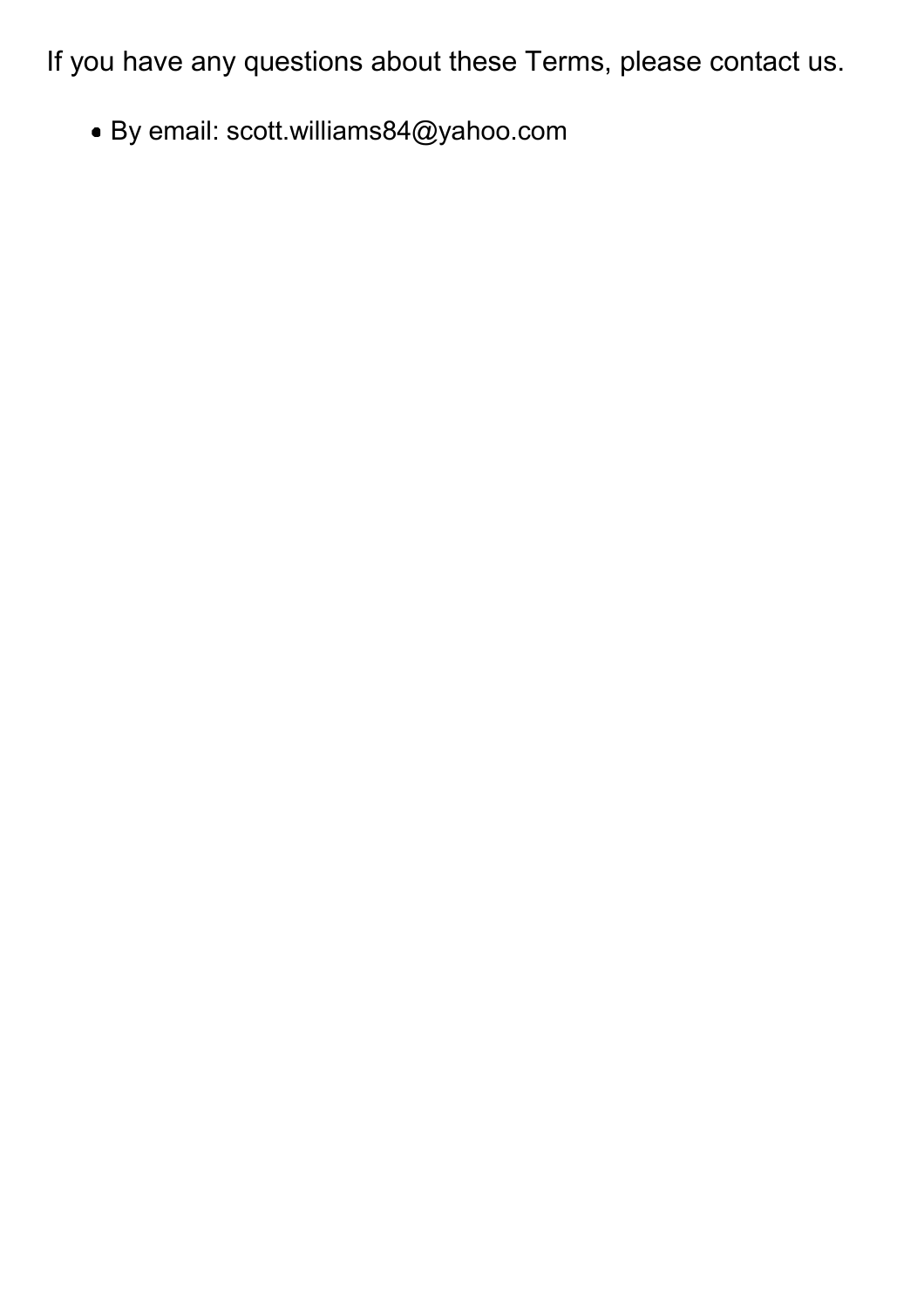If you have any questions about these Terms, please contact us.

- By email: scott.williams84@yahoo.com